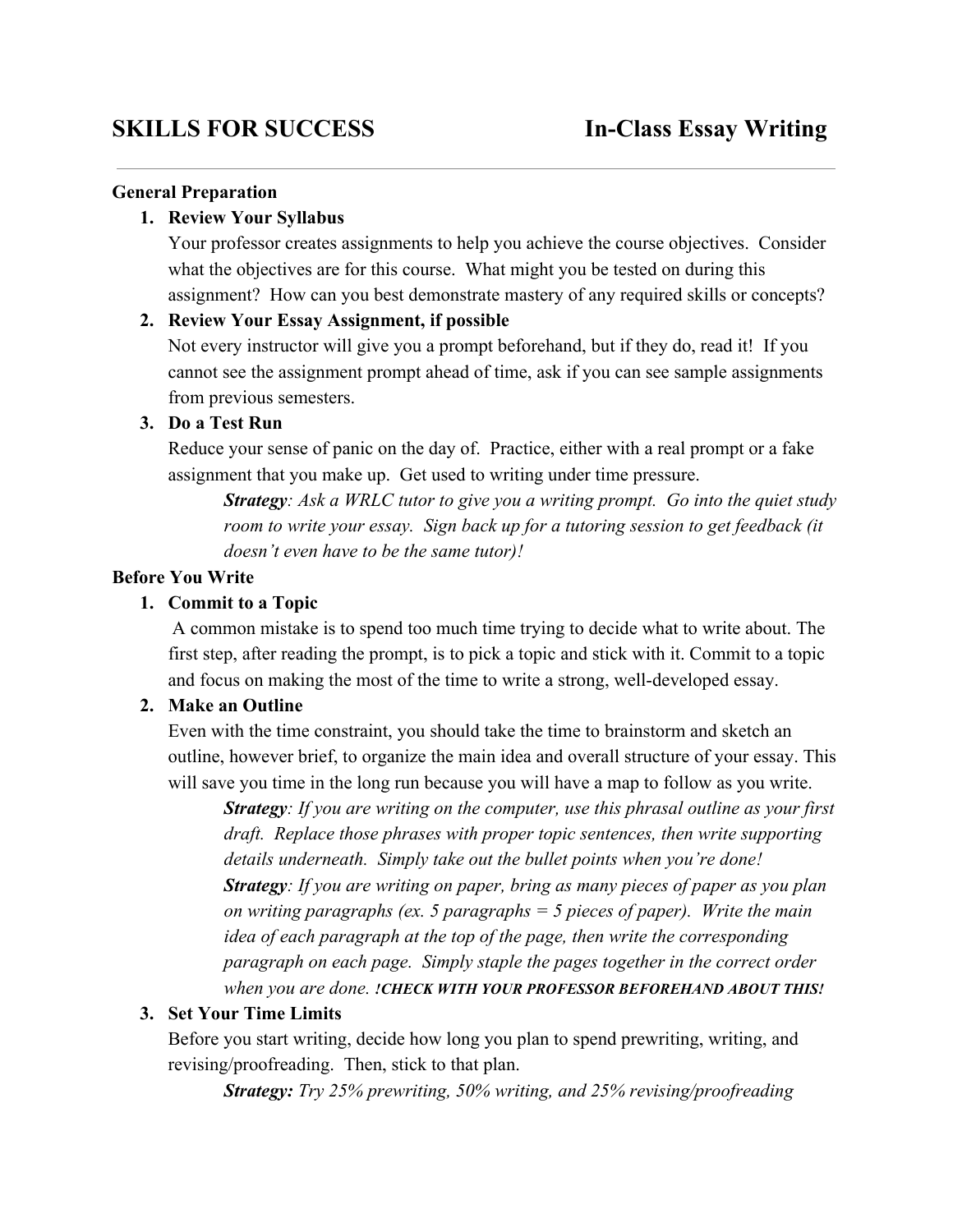# SKILLS FOR SUCCESS — In-Class Essay Writing

**General Preparation**

1. **Review Your Syllabus**
   Your professor creates assignments to help you achieve the course objectives. Consider what the objectives are for this course. What might you be tested on during this assignment? How can you best demonstrate mastery of any required skills or concepts?

2. **Review Your Essay Assignment, if possible**
   Not every instructor will give you a prompt beforehand, but if they do, read it! If you cannot see the assignment prompt ahead of time, ask if you can see sample assignments from previous semesters.

3. **Do a Test Run**
   Reduce your sense of panic on the day of. Practice, either with a real prompt or a fake assignment that you make up. Get used to writing under time pressure.

   ***Strategy****: Ask a WRLC tutor to give you a writing prompt. Go into the quiet study room to write your essay. Sign back up for a tutoring session to get feedback (it doesn't even have to be the same tutor)!*

**Before You Write**

1. **Commit to a Topic**
   A common mistake is to spend too much time trying to decide what to write about. The first step, after reading the prompt, is to pick a topic and stick with it. Commit to a topic and focus on making the most of the time to write a strong, well-developed essay.

2. **Make an Outline**
   Even with the time constraint, you should take the time to brainstorm and sketch an outline, however brief, to organize the main idea and overall structure of your essay. This will save you time in the long run because you will have a map to follow as you write.

   ***Strategy****: If you are writing on the computer, use this phrasal outline as your first draft. Replace those phrases with proper topic sentences, then write supporting details underneath. Simply take out the bullet points when you're done!*

   ***Strategy****: If you are writing on paper, bring as many pieces of paper as you plan on writing paragraphs (ex. 5 paragraphs = 5 pieces of paper). Write the main idea of each paragraph at the top of the page, then write the corresponding paragraph on each page. Simply staple the pages together in the correct order when you are done.* ***!CHECK WITH YOUR PROFESSOR BEFOREHAND ABOUT THIS!***

3. **Set Your Time Limits**
   Before you start writing, decide how long you plan to spend prewriting, writing, and revising/proofreading. Then, stick to that plan.

   ***Strategy:*** *Try 25% prewriting, 50% writing, and 25% revising/proofreading*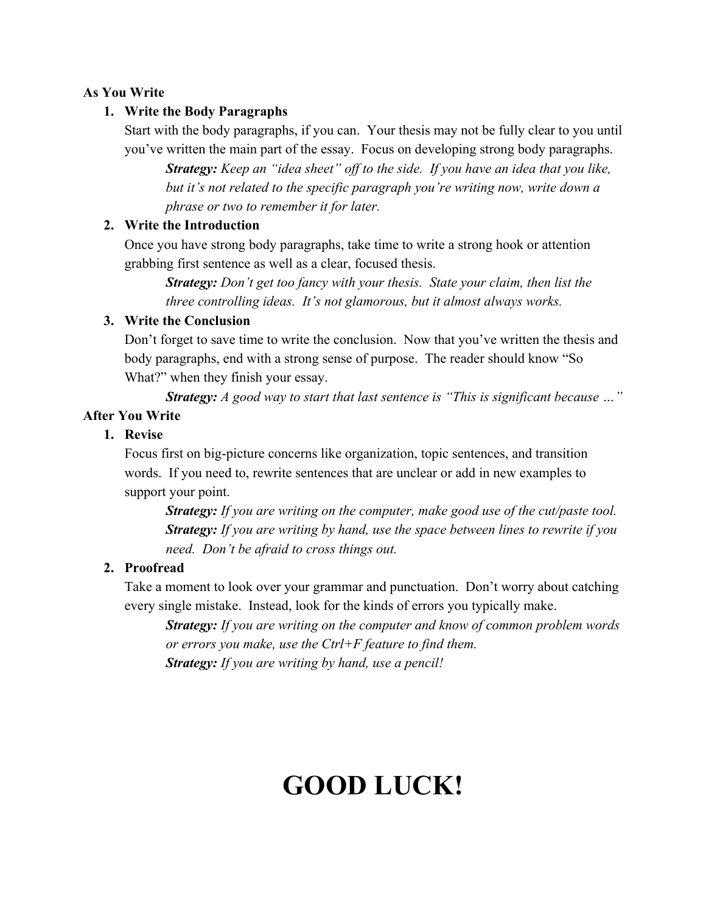**As You Write**

1. **Write the Body Paragraphs**

   Start with the body paragraphs, if you can. Your thesis may not be fully clear to you until you've written the main part of the essay. Focus on developing strong body paragraphs.

   ***Strategy:*** *Keep an "idea sheet" off to the side. If you have an idea that you like, but it's not related to the specific paragraph you're writing now, write down a phrase or two to remember it for later.*

2. **Write the Introduction**

   Once you have strong body paragraphs, take time to write a strong hook or attention grabbing first sentence as well as a clear, focused thesis.

   ***Strategy:*** *Don't get too fancy with your thesis. State your claim, then list the three controlling ideas. It's not glamorous, but it almost always works.*

3. **Write the Conclusion**

   Don't forget to save time to write the conclusion. Now that you've written the thesis and body paragraphs, end with a strong sense of purpose. The reader should know "So What?" when they finish your essay.

   ***Strategy:*** *A good way to start that last sentence is "This is significant because …"*

**After You Write**

1. **Revise**

   Focus first on big-picture concerns like organization, topic sentences, and transition words. If you need to, rewrite sentences that are unclear or add in new examples to support your point.

   ***Strategy:*** *If you are writing on the computer, make good use of the cut/paste tool.*
   ***Strategy:*** *If you are writing by hand, use the space between lines to rewrite if you need. Don't be afraid to cross things out.*

2. **Proofread**

   Take a moment to look over your grammar and punctuation. Don't worry about catching every single mistake. Instead, look for the kinds of errors you typically make.

   ***Strategy:*** *If you are writing on the computer and know of common problem words or errors you make, use the Ctrl+F feature to find them.*
   ***Strategy:*** *If you are writing by hand, use a pencil!*

# GOOD LUCK!